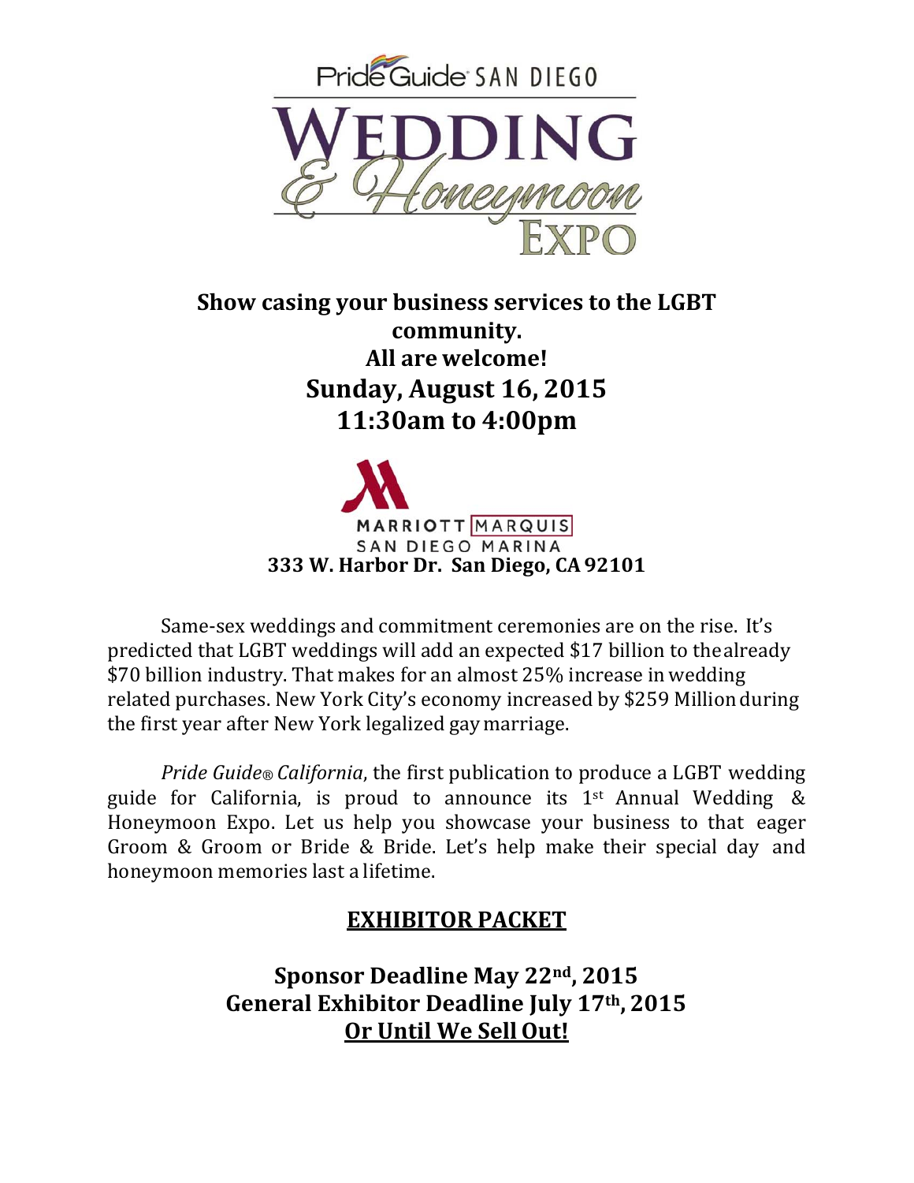Pride Guide SAN DIEGO

# WEDDING & Honeymoon EXPO

**Show casing your business services to the LGBT community.**
**All are welcome!**
**Sunday, August 16, 2015**
**11:30am to 4:00pm**

MARRIOTT MARQUIS
SAN DIEGO MARINA
**333 W. Harbor Dr. San Diego, CA 92101**

Same-sex weddings and commitment ceremonies are on the rise. It's predicted that LGBT weddings will add an expected $17 billion to the already $70 billion industry. That makes for an almost 25% increase in wedding related purchases. New York City's economy increased by $259 Million during the first year after New York legalized gay marriage.

*Pride Guide® California*, the first publication to produce a LGBT wedding guide for California, is proud to announce its 1st Annual Wedding & Honeymoon Expo. Let us help you showcase your business to that eager Groom & Groom or Bride & Bride. Let's help make their special day and honeymoon memories last a lifetime.

## EXHIBITOR PACKET

**Sponsor Deadline May 22nd, 2015**
**General Exhibitor Deadline July 17th, 2015**
**Or Until We Sell Out!**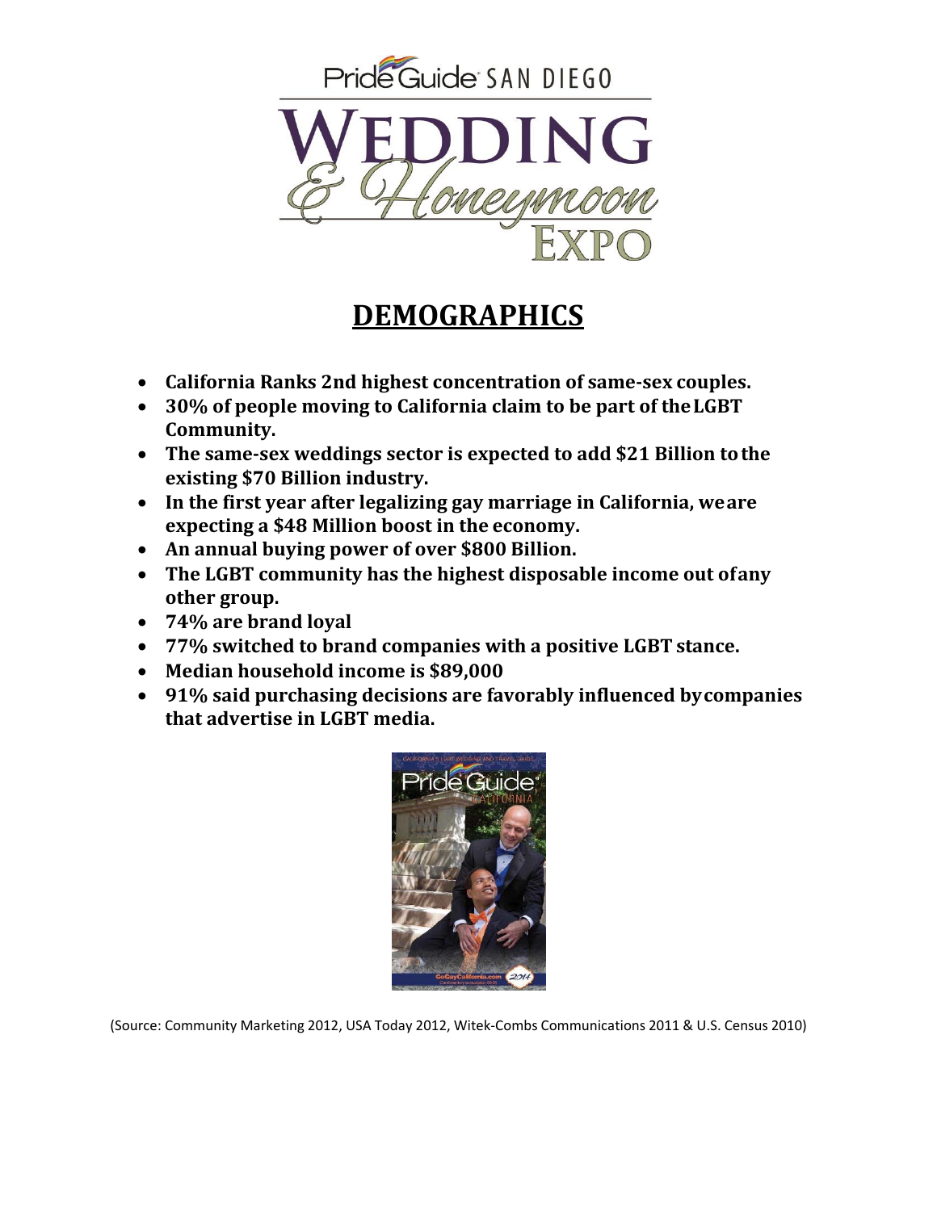Pride Guide SAN DIEGO

# WEDDING & Honeymoon EXPO

## DEMOGRAPHICS

- **California Ranks 2nd highest concentration of same-sex couples.**
- **30% of people moving to California claim to be part of the LGBT Community.**
- **The same-sex weddings sector is expected to add $21 Billion to the existing $70 Billion industry.**
- **In the first year after legalizing gay marriage in California, we are expecting a $48 Million boost in the economy.**
- **An annual buying power of over $800 Billion.**
- **The LGBT community has the highest disposable income out of any other group.**
- **74% are brand loyal**
- **77% switched to brand companies with a positive LGBT stance.**
- **Median household income is $89,000**
- **91% said purchasing decisions are favorably influenced by companies that advertise in LGBT media.**

(Source: Community Marketing 2012, USA Today 2012, Witek-Combs Communications 2011 & U.S. Census 2010)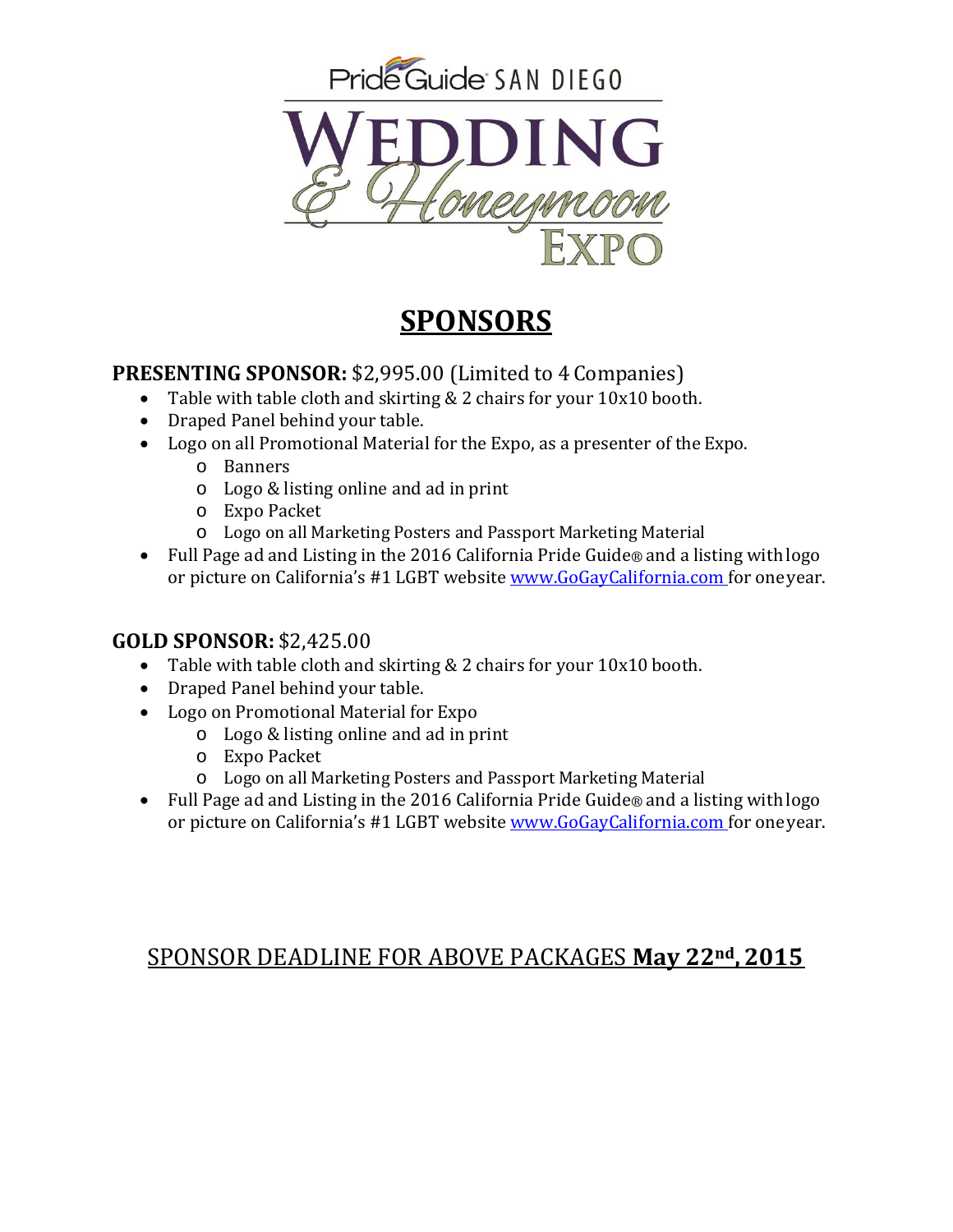Pride Guide SAN DIEGO

# WEDDING & Honeymoon EXPO

## SPONSORS

**PRESENTING SPONSOR:** $2,995.00 (Limited to 4 Companies)

- Table with table cloth and skirting & 2 chairs for your 10x10 booth.
- Draped Panel behind your table.
- Logo on all Promotional Material for the Expo, as a presenter of the Expo.
    - Banners
    - Logo & listing online and ad in print
    - Expo Packet
    - Logo on all Marketing Posters and Passport Marketing Material
- Full Page ad and Listing in the 2016 California Pride Guide® and a listing with logo or picture on California's #1 LGBT website www.GoGayCalifornia.com for one year.

**GOLD SPONSOR:** $2,425.00

- Table with table cloth and skirting & 2 chairs for your 10x10 booth.
- Draped Panel behind your table.
- Logo on Promotional Material for Expo
    - Logo & listing online and ad in print
    - Expo Packet
    - Logo on all Marketing Posters and Passport Marketing Material
- Full Page ad and Listing in the 2016 California Pride Guide® and a listing with logo or picture on California's #1 LGBT website www.GoGayCalifornia.com for one year.

SPONSOR DEADLINE FOR ABOVE PACKAGES **May 22nd, 2015**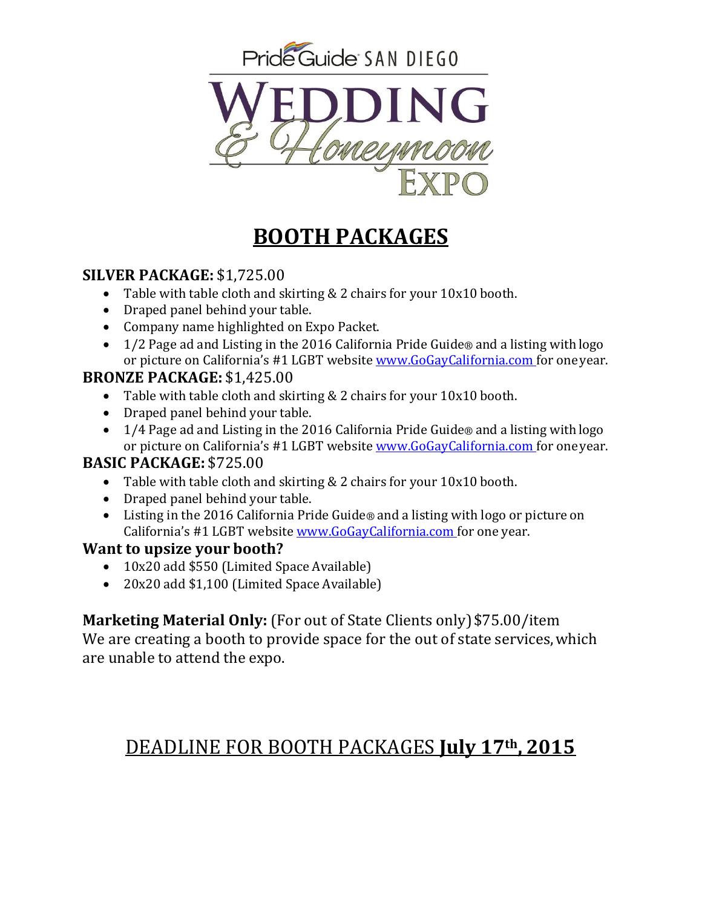Pride Guide SAN DIEGO

# WEDDING & Honeymoon EXPO

## BOOTH PACKAGES

**SILVER PACKAGE:** $1,725.00

- Table with table cloth and skirting & 2 chairs for your 10x10 booth.
- Draped panel behind your table.
- Company name highlighted on Expo Packet.
- 1/2 Page ad and Listing in the 2016 California Pride Guide® and a listing with logo or picture on California's #1 LGBT website www.GoGayCalifornia.com for one year.

**BRONZE PACKAGE:** $1,425.00

- Table with table cloth and skirting & 2 chairs for your 10x10 booth.
- Draped panel behind your table.
- 1/4 Page ad and Listing in the 2016 California Pride Guide® and a listing with logo or picture on California's #1 LGBT website www.GoGayCalifornia.com for one year.

**BASIC PACKAGE:** $725.00

- Table with table cloth and skirting & 2 chairs for your 10x10 booth.
- Draped panel behind your table.
- Listing in the 2016 California Pride Guide® and a listing with logo or picture on California's #1 LGBT website www.GoGayCalifornia.com for one year.

**Want to upsize your booth?**

- 10x20 add $550 (Limited Space Available)
- 20x20 add $1,100 (Limited Space Available)

**Marketing Material Only:** (For out of State Clients only) $75.00/item
We are creating a booth to provide space for the out of state services, which are unable to attend the expo.

DEADLINE FOR BOOTH PACKAGES **July 17th, 2015**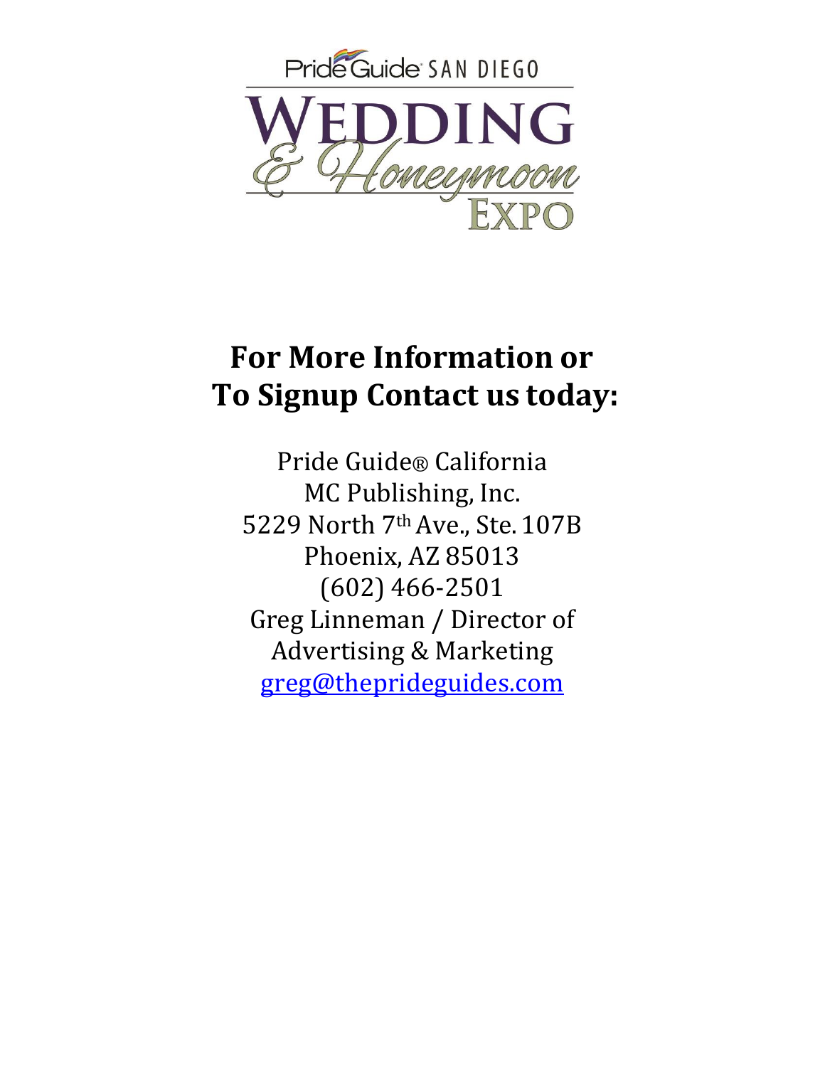Pride Guide SAN DIEGO

# WEDDING & Honeymoon EXPO

## For More Information or To Signup Contact us today:

Pride Guide® California
MC Publishing, Inc.
5229 North 7th Ave., Ste. 107B
Phoenix, AZ 85013
(602) 466-2501
Greg Linneman / Director of Advertising & Marketing
greg@theprideguides.com